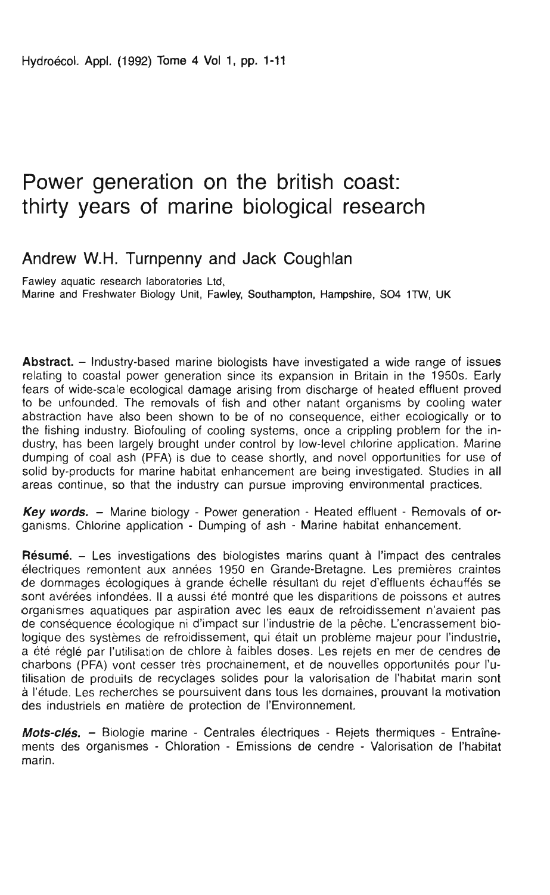# Power generation on the british coast: thirty years of marine biological research

## Andrew W.H. Turnpenny and Jack Coughlan

Fawley aquatic research laboratories Ltd,
Marine and Freshwater Biology Unit, Fawley, Southampton, Hampshire, SO4 1TW, UK

**Abstract.** – Industry-based marine biologists have investigated a wide range of issues relating to coastal power generation since its expansion in Britain in the 1950s. Early fears of wide-scale ecological damage arising from discharge of heated effluent proved to be unfounded. The removals of fish and other natant organisms by cooling water abstraction have also been shown to be of no consequence, either ecologically or to the fishing industry. Biofouling of cooling systems, once a crippling problem for the industry, has been largely brought under control by low-level chlorine application. Marine dumping of coal ash (PFA) is due to cease shortly, and novel opportunities for use of solid by-products for marine habitat enhancement are being investigated. Studies in all areas continue, so that the industry can pursue improving environmental practices.

***Key words.*** – Marine biology - Power generation - Heated effluent - Removals of organisms. Chlorine application - Dumping of ash - Marine habitat enhancement.

**Résumé.** – Les investigations des biologistes marins quant à l'impact des centrales électriques remontent aux années 1950 en Grande-Bretagne. Les premières craintes de dommages écologiques à grande échelle résultant du rejet d'effluents échauffés se sont avérées infondées. Il a aussi été montré que les disparitions de poissons et autres organismes aquatiques par aspiration avec les eaux de refroidissement n'avaient pas de conséquence écologique ni d'impact sur l'industrie de la pêche. L'encrassement biologique des systèmes de refroidissement, qui était un problème majeur pour l'industrie, a été réglé par l'utilisation de chlore à faibles doses. Les rejets en mer de cendres de charbons (PFA) vont cesser très prochainement, et de nouvelles opportunités pour l'utilisation de produits de recyclages solides pour la valorisation de l'habitat marin sont à l'étude. Les recherches se poursuivent dans tous les domaines, prouvant la motivation des industriels en matière de protection de l'Environnement.

***Mots-clés.*** – Biologie marine - Centrales électriques - Rejets thermiques - Entraînements des organismes - Chloration - Emissions de cendre - Valorisation de l'habitat marin.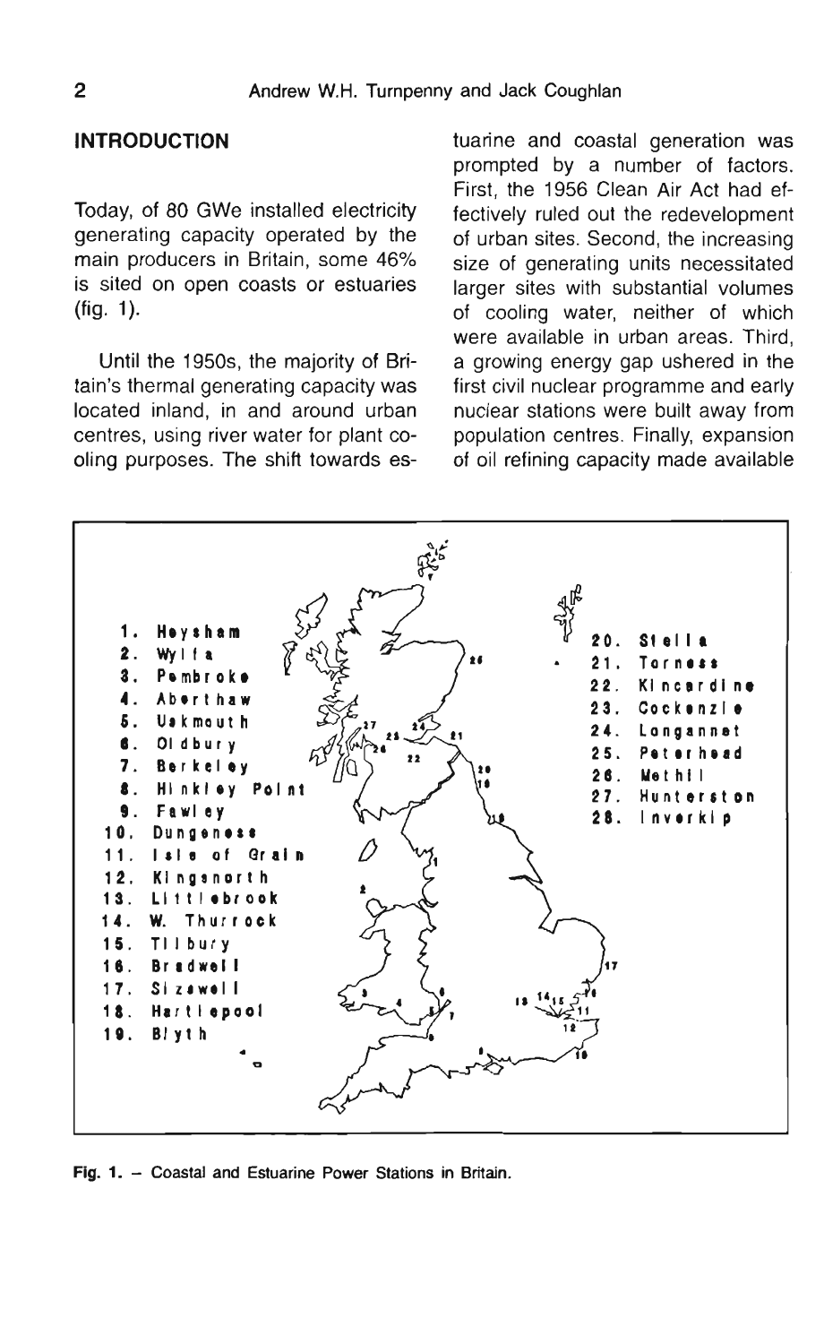## INTRODUCTION

Today, of 80 GWe installed electricity generating capacity operated by the main producers in Britain, some 46% is sited on open coasts or estuaries (fig. 1).

Until the 1950s, the majority of Britain's thermal generating capacity was located inland, in and around urban centres, using river water for plant cooling purposes. The shift towards estuarine and coastal generation was prompted by a number of factors. First, the 1956 Clean Air Act had effectively ruled out the redevelopment of urban sites. Second, the increasing size of generating units necessitated larger sites with substantial volumes of cooling water, neither of which were available in urban areas. Third, a growing energy gap ushered in the first civil nuclear programme and early nuclear stations were built away from population centres. Finally, expansion of oil refining capacity made available

1. Heysham
2. Wylfa
3. Pembroke
4. Aberthaw
5. Uskmouth
6. Oldbury
7. Berkeley
8. Hinkley Point
9. Fawley
10. Dungeness
11. Isle of Grain
12. Kingsnorth
13. Littlebrook
14. W. Thurrock
15. Tilbury
16. Bradwell
17. Sizewell
18. Hartlepool
19. Blyth
20. Stella
21. Torness
22. Kincardine
23. Cockenzie
24. Longannet
25. Peterhead
26. Methil
27. Hunterston
28. Inverkip

**Fig. 1.** – Coastal and Estuarine Power Stations in Britain.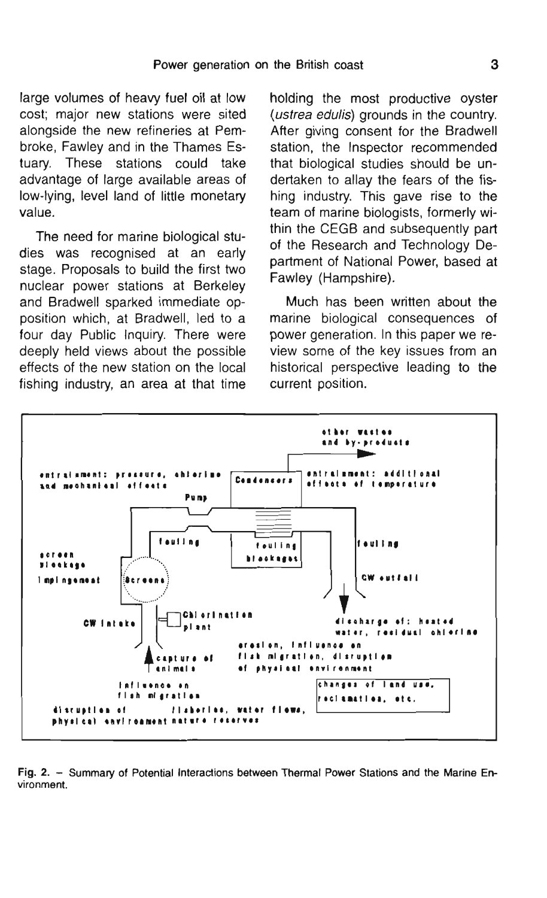large volumes of heavy fuel oil at low cost; major new stations were sited alongside the new refineries at Pembroke, Fawley and in the Thames Estuary. These stations could take advantage of large available areas of low-lying, level land of little monetary value.

The need for marine biological studies was recognised at an early stage. Proposals to build the first two nuclear power stations at Berkeley and Bradwell sparked immediate opposition which, at Bradwell, led to a four day Public Inquiry. There were deeply held views about the possible effects of the new station on the local fishing industry, an area at that time holding the most productive oyster (*ustrea edulis*) grounds in the country. After giving consent for the Bradwell station, the Inspector recommended that biological studies should be undertaken to allay the fears of the fishing industry. This gave rise to the team of marine biologists, formerly within the CEGB and subsequently part of the Research and Technology Department of National Power, based at Fawley (Hampshire).

Much has been written about the marine biological consequences of power generation. In this paper we review some of the key issues from an historical perspective leading to the current position.

other wastes and by-products

entrainment: pressure, chlorine and mechanical effects

Condensers

entrainment: additional effects of temperature

Pump

fouling

fouling blockages

fouling

screen blockage

impingement

Screens

CW outfall

CW intake

Chlorination plant

discharge of: heated water, residual chlorine

erosion, influence on fish migration, disruption of physical environment

capture of animals

influence on fish migration

changes of land use, reclamation, etc.

disruption of fisheries, water flows, physical environment nature reserves

**Fig. 2.** – Summary of Potential Interactions between Thermal Power Stations and the Marine Environment.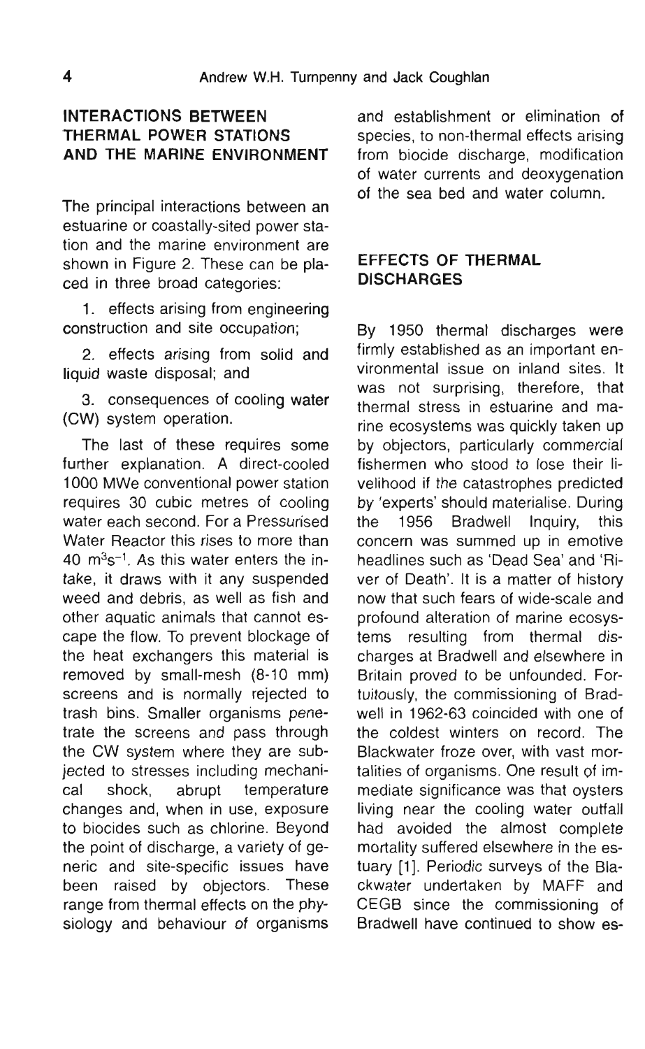## INTERACTIONS BETWEEN THERMAL POWER STATIONS AND THE MARINE ENVIRONMENT

The principal interactions between an estuarine or coastally-sited power station and the marine environment are shown in Figure 2. These can be placed in three broad categories:

1. effects arising from engineering construction and site occupation;
2. effects arising from solid and liquid waste disposal; and
3. consequences of cooling water (CW) system operation.

The last of these requires some further explanation. A direct-cooled 1000 MWe conventional power station requires 30 cubic metres of cooling water each second. For a Pressurised Water Reactor this rises to more than 40 $m^3s^{-1}$. As this water enters the intake, it draws with it any suspended weed and debris, as well as fish and other aquatic animals that cannot escape the flow. To prevent blockage of the heat exchangers this material is removed by small-mesh (8-10 mm) screens and is normally rejected to trash bins. Smaller organisms penetrate the screens and pass through the CW system where they are subjected to stresses including mechanical shock, abrupt temperature changes and, when in use, exposure to biocides such as chlorine. Beyond the point of discharge, a variety of generic and site-specific issues have been raised by objectors. These range from thermal effects on the physiology and behaviour of organisms and establishment or elimination of species, to non-thermal effects arising from biocide discharge, modification of water currents and deoxygenation of the sea bed and water column.

## EFFECTS OF THERMAL DISCHARGES

By 1950 thermal discharges were firmly established as an important environmental issue on inland sites. It was not surprising, therefore, that thermal stress in estuarine and marine ecosystems was quickly taken up by objectors, particularly commercial fishermen who stood to lose their livelihood if the catastrophes predicted by 'experts' should materialise. During the 1956 Bradwell Inquiry, this concern was summed up in emotive headlines such as 'Dead Sea' and 'River of Death'. It is a matter of history now that such fears of wide-scale and profound alteration of marine ecosystems resulting from thermal discharges at Bradwell and elsewhere in Britain proved to be unfounded. Fortuitously, the commissioning of Bradwell in 1962-63 coincided with one of the coldest winters on record. The Blackwater froze over, with vast mortalities of organisms. One result of immediate significance was that oysters living near the cooling water outfall had avoided the almost complete mortality suffered elsewhere in the estuary [1]. Periodic surveys of the Blackwater undertaken by MAFF and CEGB since the commissioning of Bradwell have continued to show es-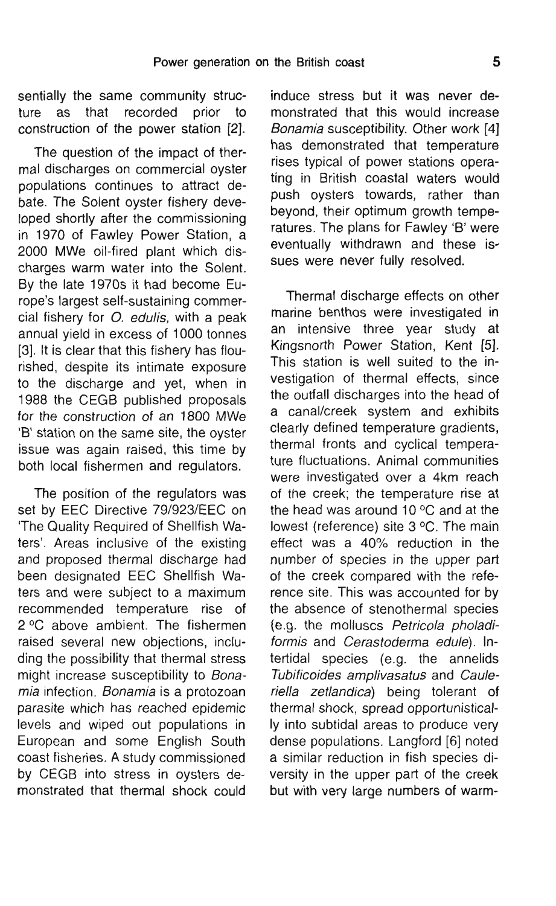sentially the same community structure as that recorded prior to construction of the power station [2].

The question of the impact of thermal discharges on commercial oyster populations continues to attract debate. The Solent oyster fishery developed shortly after the commissioning in 1970 of Fawley Power Station, a 2000 MWe oil-fired plant which discharges warm water into the Solent. By the late 1970s it had become Europe's largest self-sustaining commercial fishery for *O. edulis*, with a peak annual yield in excess of 1000 tonnes [3]. It is clear that this fishery has flourished, despite its intimate exposure to the discharge and yet, when in 1988 the CEGB published proposals for the construction of an 1800 MWe 'B' station on the same site, the oyster issue was again raised, this time by both local fishermen and regulators.

The position of the regulators was set by EEC Directive 79/923/EEC on 'The Quality Required of Shellfish Waters'. Areas inclusive of the existing and proposed thermal discharge had been designated EEC Shellfish Waters and were subject to a maximum recommended temperature rise of 2 °C above ambient. The fishermen raised several new objections, including the possibility that thermal stress might increase susceptibility to *Bonamia* infection. *Bonamia* is a protozoan parasite which has reached epidemic levels and wiped out populations in European and some English South coast fisheries. A study commissioned by CEGB into stress in oysters demonstrated that thermal shock could induce stress but it was never demonstrated that this would increase *Bonamia* susceptibility. Other work [4] has demonstrated that temperature rises typical of power stations operating in British coastal waters would push oysters towards, rather than beyond, their optimum growth temperatures. The plans for Fawley 'B' were eventually withdrawn and these issues were never fully resolved.

Thermal discharge effects on other marine benthos were investigated in an intensive three year study at Kingsnorth Power Station, Kent [5]. This station is well suited to the investigation of thermal effects, since the outfall discharges into the head of a canal/creek system and exhibits clearly defined temperature gradients, thermal fronts and cyclical temperature fluctuations. Animal communities were investigated over a 4km reach of the creek; the temperature rise at the head was around 10 °C and at the lowest (reference) site 3 °C. The main effect was a 40% reduction in the number of species in the upper part of the creek compared with the reference site. This was accounted for by the absence of stenothermal species (e.g. the molluscs *Petricola pholadiformis* and *Cerastoderma edule*). Intertidal species (e.g. the annelids *Tubificoides amplivasatus* and *Caulleriella zetlandica*) being tolerant of thermal shock, spread opportunistically into subtidal areas to produce very dense populations. Langford [6] noted a similar reduction in fish species diversity in the upper part of the creek but with very large numbers of warm-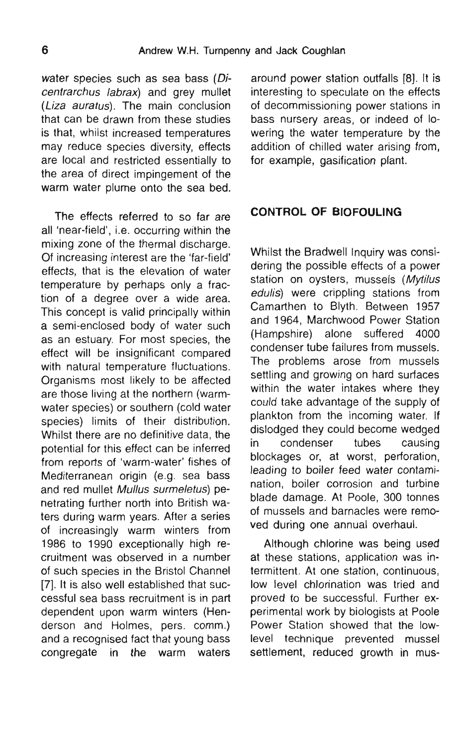water species such as sea bass (*Dicentrarchus labrax*) and grey mullet (*Liza auratus*). The main conclusion that can be drawn from these studies is that, whilst increased temperatures may reduce species diversity, effects are local and restricted essentially to the area of direct impingement of the warm water plume onto the sea bed.

The effects referred to so far are all 'near-field', i.e. occurring within the mixing zone of the thermal discharge. Of increasing interest are the 'far-field' effects, that is the elevation of water temperature by perhaps only a fraction of a degree over a wide area. This concept is valid principally within a semi-enclosed body of water such as an estuary. For most species, the effect will be insignificant compared with natural temperature fluctuations. Organisms most likely to be affected are those living at the northern (warm-water species) or southern (cold water species) limits of their distribution. Whilst there are no definitive data, the potential for this effect can be inferred from reports of 'warm-water' fishes of Mediterranean origin (e.g. sea bass and red mullet *Mullus surmeletus*) penetrating further north into British waters during warm years. After a series of increasingly warm winters from 1986 to 1990 exceptionally high recruitment was observed in a number of such species in the Bristol Channel [7]. It is also well established that successful sea bass recruitment is in part dependent upon warm winters (Henderson and Holmes, pers. comm.) and a recognised fact that young bass congregate in the warm waters around power station outfalls [8]. It is interesting to speculate on the effects of decommissioning power stations in bass nursery areas, or indeed of lowering the water temperature by the addition of chilled water arising from, for example, gasification plant.

## CONTROL OF BIOFOULING

Whilst the Bradwell Inquiry was considering the possible effects of a power station on oysters, mussels (*Mytilus edulis*) were crippling stations from Camarthen to Blyth. Between 1957 and 1964, Marchwood Power Station (Hampshire) alone suffered 4000 condenser tube failures from mussels. The problems arose from mussels settling and growing on hard surfaces within the water intakes where they could take advantage of the supply of plankton from the incoming water. If dislodged they could become wedged in condenser tubes causing blockages or, at worst, perforation, leading to boiler feed water contamination, boiler corrosion and turbine blade damage. At Poole, 300 tonnes of mussels and barnacles were removed during one annual overhaul.

Although chlorine was being used at these stations, application was intermittent. At one station, continuous, low level chlorination was tried and proved to be successful. Further experimental work by biologists at Poole Power Station showed that the low-level technique prevented mussel settlement, reduced growth in mus-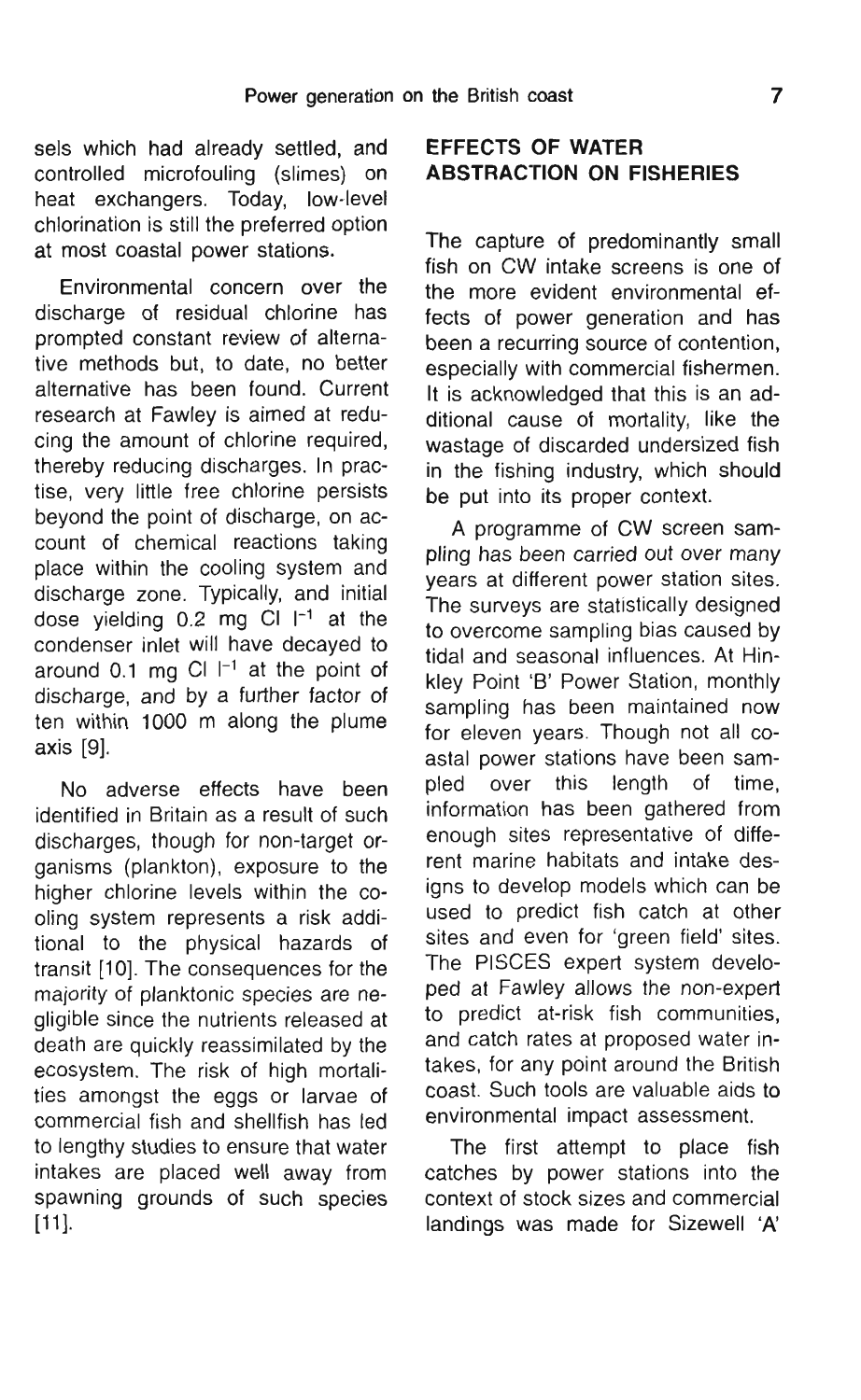sels which had already settled, and controlled microfouling (slimes) on heat exchangers. Today, low-level chlorination is still the preferred option at most coastal power stations.

Environmental concern over the discharge of residual chlorine has prompted constant review of alternative methods but, to date, no better alternative has been found. Current research at Fawley is aimed at reducing the amount of chlorine required, thereby reducing discharges. In practise, very little free chlorine persists beyond the point of discharge, on account of chemical reactions taking place within the cooling system and discharge zone. Typically, and initial dose yielding 0.2 mg Cl $l^{-1}$ at the condenser inlet will have decayed to around 0.1 mg Cl $l^{-1}$ at the point of discharge, and by a further factor of ten within 1000 m along the plume axis [9].

No adverse effects have been identified in Britain as a result of such discharges, though for non-target organisms (plankton), exposure to the higher chlorine levels within the cooling system represents a risk additional to the physical hazards of transit [10]. The consequences for the majority of planktonic species are negligible since the nutrients released at death are quickly reassimilated by the ecosystem. The risk of high mortalities amongst the eggs or larvae of commercial fish and shellfish has led to lengthy studies to ensure that water intakes are placed well away from spawning grounds of such species [11].

## EFFECTS OF WATER ABSTRACTION ON FISHERIES

The capture of predominantly small fish on CW intake screens is one of the more evident environmental effects of power generation and has been a recurring source of contention, especially with commercial fishermen. It is acknowledged that this is an additional cause of mortality, like the wastage of discarded undersized fish in the fishing industry, which should be put into its proper context.

A programme of CW screen sampling has been carried out over many years at different power station sites. The surveys are statistically designed to overcome sampling bias caused by tidal and seasonal influences. At Hinkley Point 'B' Power Station, monthly sampling has been maintained now for eleven years. Though not all coastal power stations have been sampled over this length of time, information has been gathered from enough sites representative of different marine habitats and intake designs to develop models which can be used to predict fish catch at other sites and even for 'green field' sites. The PISCES expert system developed at Fawley allows the non-expert to predict at-risk fish communities, and catch rates at proposed water intakes, for any point around the British coast. Such tools are valuable aids to environmental impact assessment.

The first attempt to place fish catches by power stations into the context of stock sizes and commercial landings was made for Sizewell 'A'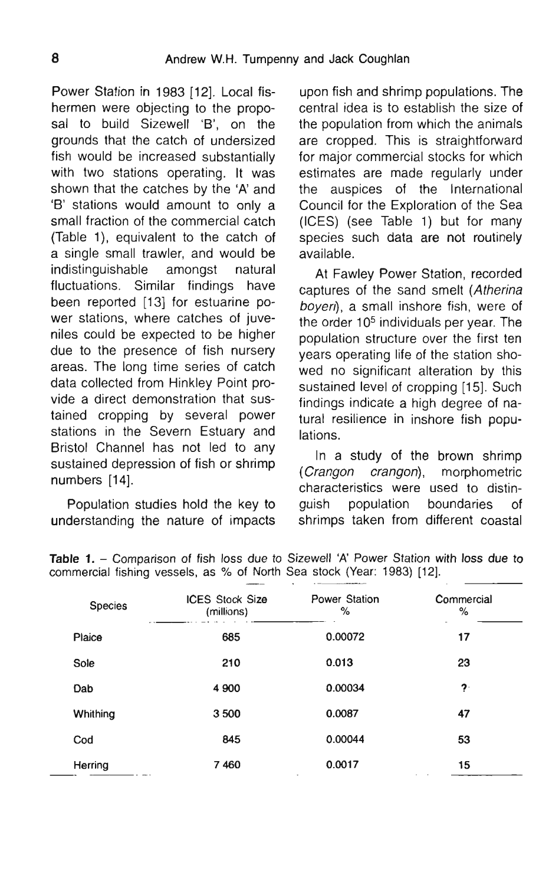Power Station in 1983 [12]. Local fishermen were objecting to the proposal to build Sizewell 'B', on the grounds that the catch of undersized fish would be increased substantially with two stations operating. It was shown that the catches by the 'A' and 'B' stations would amount to only a small fraction of the commercial catch (Table 1), equivalent to the catch of a single small trawler, and would be indistinguishable amongst natural fluctuations. Similar findings have been reported [13] for estuarine power stations, where catches of juveniles could be expected to be higher due to the presence of fish nursery areas. The long time series of catch data collected from Hinkley Point provide a direct demonstration that sustained cropping by several power stations in the Severn Estuary and Bristol Channel has not led to any sustained depression of fish or shrimp numbers [14].

Population studies hold the key to understanding the nature of impacts upon fish and shrimp populations. The central idea is to establish the size of the population from which the animals are cropped. This is straightforward for major commercial stocks for which estimates are made regularly under the auspices of the International Council for the Exploration of the Sea (ICES) (see Table 1) but for many species such data are not routinely available.

At Fawley Power Station, recorded captures of the sand smelt (*Atherina boyeri*), a small inshore fish, were of the order $10^5$ individuals per year. The population structure over the first ten years operating life of the station showed no significant alteration by this sustained level of cropping [15]. Such findings indicate a high degree of natural resilience in inshore fish populations.

In a study of the brown shrimp (*Crangon crangon*), morphometric characteristics were used to distinguish population boundaries of shrimps taken from different coastal

**Table 1.** – Comparison of fish loss due to Sizewell 'A' Power Station with loss due to commercial fishing vessels, as % of North Sea stock (Year: 1983) [12].

| Species | ICES Stock Size (millions) | Power Station % | Commercial % |
|---|---|---|---|
| Plaice | 685 | 0.00072 | 17 |
| Sole | 210 | 0.013 | 23 |
| Dab | 4 900 | 0.00034 | ? |
| Whithing | 3 500 | 0.0087 | 47 |
| Cod | 845 | 0.00044 | 53 |
| Herring | 7 460 | 0.0017 | 15 |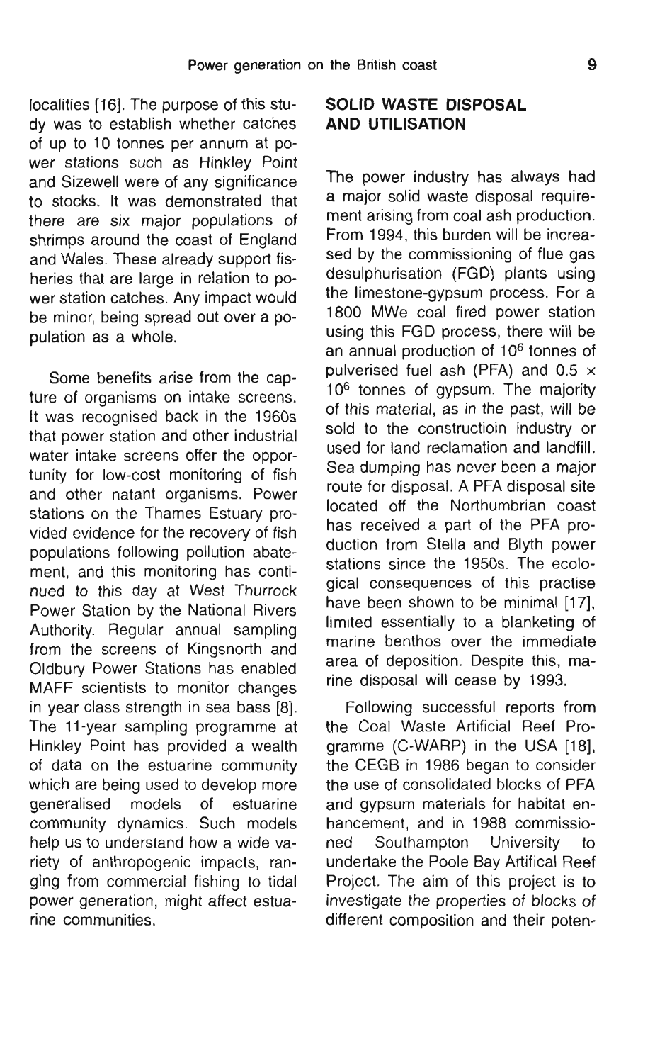localities [16]. The purpose of this study was to establish whether catches of up to 10 tonnes per annum at power stations such as Hinkley Point and Sizewell were of any significance to stocks. It was demonstrated that there are six major populations of shrimps around the coast of England and Wales. These already support fisheries that are large in relation to power station catches. Any impact would be minor, being spread out over a population as a whole.

Some benefits arise from the capture of organisms on intake screens. It was recognised back in the 1960s that power station and other industrial water intake screens offer the opportunity for low-cost monitoring of fish and other natant organisms. Power stations on the Thames Estuary provided evidence for the recovery of fish populations following pollution abatement, and this monitoring has continued to this day at West Thurrock Power Station by the National Rivers Authority. Regular annual sampling from the screens of Kingsnorth and Oldbury Power Stations has enabled MAFF scientists to monitor changes in year class strength in sea bass [8]. The 11-year sampling programme at Hinkley Point has provided a wealth of data on the estuarine community which are being used to develop more generalised models of estuarine community dynamics. Such models help us to understand how a wide variety of anthropogenic impacts, ranging from commercial fishing to tidal power generation, might affect estuarine communities.

## SOLID WASTE DISPOSAL AND UTILISATION

The power industry has always had a major solid waste disposal requirement arising from coal ash production. From 1994, this burden will be increased by the commissioning of flue gas desulphurisation (FGD) plants using the limestone-gypsum process. For a 1800 MWe coal fired power station using this FGD process, there will be an annual production of $10^6$ tonnes of pulverised fuel ash (PFA) and $0.5 \times 10^6$ tonnes of gypsum. The majority of this material, as in the past, will be sold to the constructioin industry or used for land reclamation and landfill. Sea dumping has never been a major route for disposal. A PFA disposal site located off the Northumbrian coast has received a part of the PFA production from Stella and Blyth power stations since the 1950s. The ecological consequences of this practise have been shown to be minimal [17], limited essentially to a blanketing of marine benthos over the immediate area of deposition. Despite this, marine disposal will cease by 1993.

Following successful reports from the Coal Waste Artificial Reef Programme (C-WARP) in the USA [18], the CEGB in 1986 began to consider the use of consolidated blocks of PFA and gypsum materials for habitat enhancement, and in 1988 commissioned Southampton University to undertake the Poole Bay Artifical Reef Project. The aim of this project is to investigate the properties of blocks of different composition and their poten-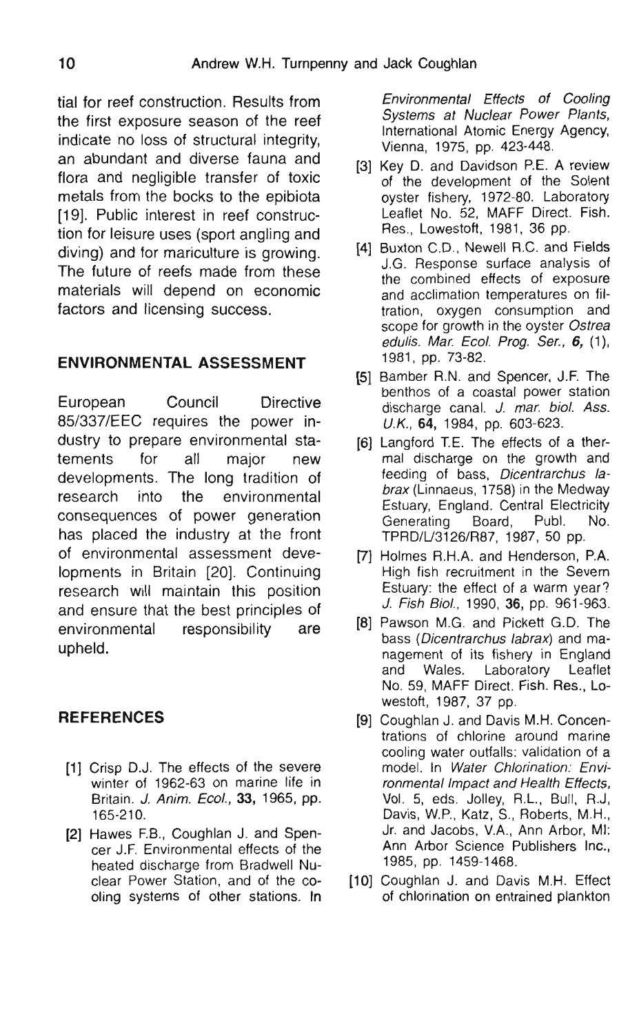tial for reef construction. Results from the first exposure season of the reef indicate no loss of structural integrity, an abundant and diverse fauna and flora and negligible transfer of toxic metals from the bocks to the epibiota [19]. Public interest in reef construction for leisure uses (sport angling and diving) and for mariculture is growing. The future of reefs made from these materials will depend on economic factors and licensing success.

## ENVIRONMENTAL ASSESSMENT

European Council Directive 85/337/EEC requires the power industry to prepare environmental statements for all major new developments. The long tradition of research into the environmental consequences of power generation has placed the industry at the front of environmental assessment developments in Britain [20]. Continuing research will maintain this position and ensure that the best principles of environmental responsibility are upheld.

## REFERENCES

[1] Crisp D.J. The effects of the severe winter of 1962-63 on marine life in Britain. *J. Anim. Ecol.*, **33,** 1965, pp. 165-210.

[2] Hawes F.B., Coughlan J. and Spencer J.F. Environmental effects of the heated discharge from Bradwell Nuclear Power Station, and of the cooling systems of other stations. In *Environmental Effects of Cooling Systems at Nuclear Power Plants,* International Atomic Energy Agency, Vienna, 1975, pp. 423-448.

[3] Key D. and Davidson P.E. A review of the development of the Solent oyster fishery, 1972-80. Laboratory Leaflet No. 52, MAFF Direct. Fish. Res., Lowestoft, 1981, 36 pp.

[4] Buxton C.D., Newell R.C. and Fields J.G. Response surface analysis of the combined effects of exposure and acclimation temperatures on filtration, oxygen consumption and scope for growth in the oyster *Ostrea edulis. Mar. Ecol. Prog. Ser.,* **6,** (1), 1981, pp. 73-82.

[5] Bamber R.N. and Spencer, J.F. The benthos of a coastal power station discharge canal. *J. mar. biol. Ass. U.K.,* **64,** 1984, pp. 603-623.

[6] Langford T.E. The effects of a thermal discharge on the growth and feeding of bass, *Dicentrarchus labrax* (Linnaeus, 1758) in the Medway Estuary, England. Central Electricity Generating Board, Publ. No. TPRD/L/3126/R87, 1987, 50 pp.

[7] Holmes R.H.A. and Henderson, P.A. High fish recruitment in the Severn Estuary: the effect of a warm year? *J. Fish Biol.,* 1990, **36,** pp. 961-963.

[8] Pawson M.G. and Pickett G.D. The bass (*Dicentrarchus labrax*) and management of its fishery in England and Wales. Laboratory Leaflet No. 59, MAFF Direct. Fish. Res., Lowestoft, 1987, 37 pp.

[9] Coughlan J. and Davis M.H. Concentrations of chlorine around marine cooling water outfalls: validation of a model. In *Water Chlorination: Environmental Impact and Health Effects,* Vol. 5, eds. Jolley, R.L., Bull, R.J, Davis, W.P., Katz, S., Roberts, M.H., Jr. and Jacobs, V.A., Ann Arbor, MI: Ann Arbor Science Publishers Inc., 1985, pp. 1459-1468.

[10] Coughlan J. and Davis M.H. Effect of chlorination on entrained plankton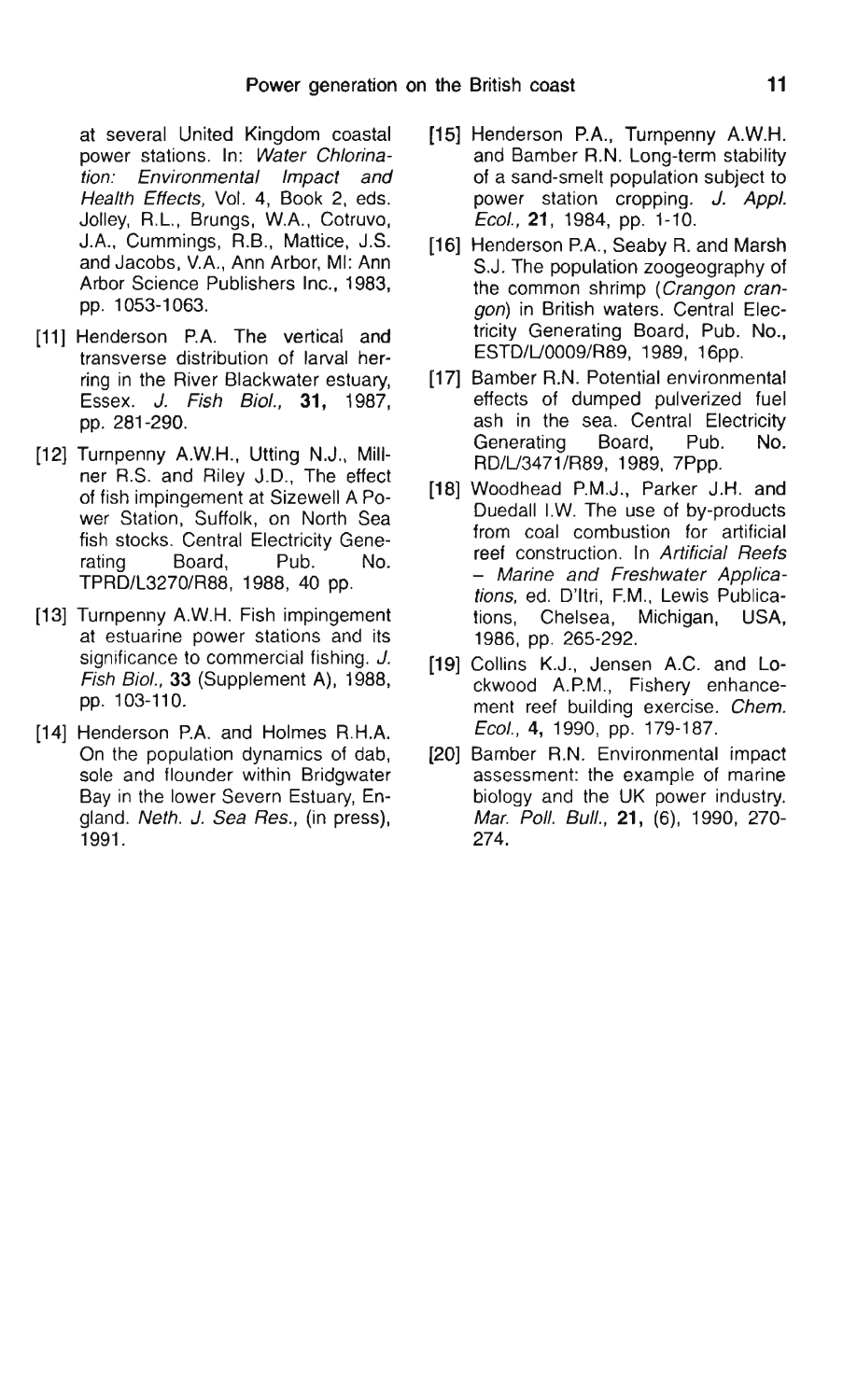at several United Kingdom coastal power stations. In: *Water Chlorination: Environmental Impact and Health Effects,* Vol. 4, Book 2, eds. Jolley, R.L., Brungs, W.A., Cotruvo, J.A., Cummings, R.B., Mattice, J.S. and Jacobs, V.A., Ann Arbor, MI: Ann Arbor Science Publishers Inc., 1983, pp. 1053-1063.

[11] Henderson P.A. The vertical and transverse distribution of larval herring in the River Blackwater estuary, Essex. *J. Fish Biol.,* **31,** 1987, pp. 281-290.

[12] Turnpenny A.W.H., Utting N.J., Millner R.S. and Riley J.D., The effect of fish impingement at Sizewell A Power Station, Suffolk, on North Sea fish stocks. Central Electricity Generating Board, Pub. No. TPRD/L3270/R88, 1988, 40 pp.

[13] Turnpenny A.W.H. Fish impingement at estuarine power stations and its significance to commercial fishing. *J. Fish Biol.,* **33** (Supplement A), 1988, pp. 103-110.

[14] Henderson P.A. and Holmes R.H.A. On the population dynamics of dab, sole and flounder within Bridgwater Bay in the lower Severn Estuary, England. *Neth. J. Sea Res.,* (in press), 1991.

[15] Henderson P.A., Turnpenny A.W.H. and Bamber R.N. Long-term stability of a sand-smelt population subject to power station cropping. *J. Appl. Ecol.,* **21**, 1984, pp. 1-10.

[16] Henderson P.A., Seaby R. and Marsh S.J. The population zoogeography of the common shrimp (*Crangon crangon*) in British waters. Central Electricity Generating Board, Pub. No., ESTD/L/0009/R89, 1989, 16pp.

[17] Bamber R.N. Potential environmental effects of dumped pulverized fuel ash in the sea. Central Electricity Generating Board, Pub. No. RD/L/3471/R89, 1989, 7Ppp.

[18] Woodhead P.M.J., Parker J.H. and Duedall I.W. The use of by-products from coal combustion for artificial reef construction. In *Artificial Reefs – Marine and Freshwater Applications,* ed. D'Itri, F.M., Lewis Publications, Chelsea, Michigan, USA, 1986, pp. 265-292.

[19] Collins K.J., Jensen A.C. and Lockwood A.P.M., Fishery enhancement reef building exercise. *Chem. Ecol.,* **4,** 1990, pp. 179-187.

[20] Bamber R.N. Environmental impact assessment: the example of marine biology and the UK power industry. *Mar. Poll. Bull.,* **21,** (6), 1990, 270-274.